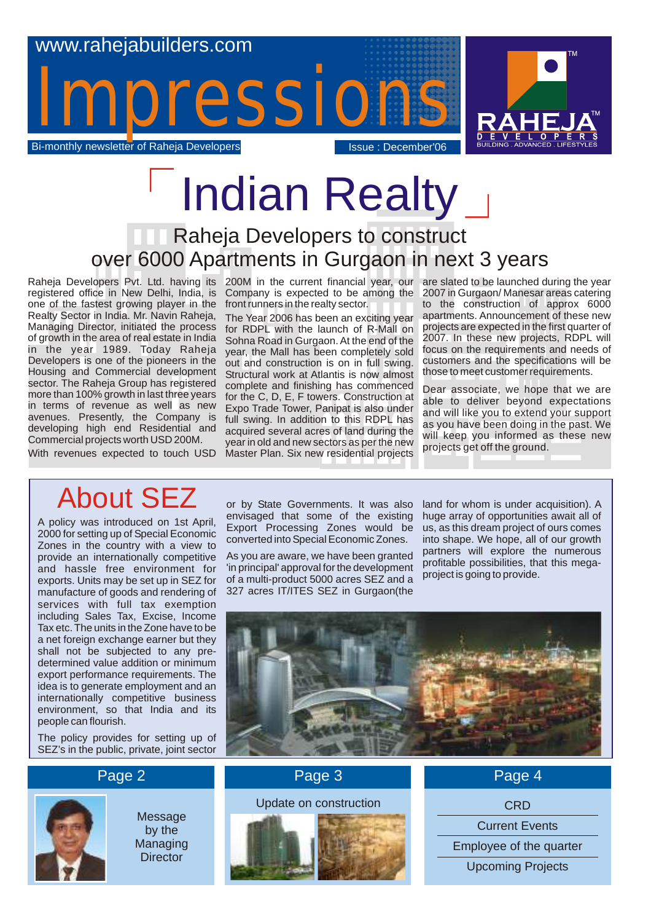www.rahejabuilders.com

# Impressions

Bi-monthly newsletter of Raheja Developers

Issue : December'06

RAHEJA DEVELOPERS
BUILDING . ADVANCED . LIFESTYLES

# Indian Realty

## Raheja Developers to construct over 6000 Apartments in Gurgaon in next 3 years

Raheja Developers Pvt. Ltd. having its registered office in New Delhi, India, is one of the fastest growing player in the Realty Sector in India. Mr. Navin Raheja, Managing Director, initiated the process of growth in the area of real estate in India in the year 1989. Today Raheja Developers is one of the pioneers in the Housing and Commercial development sector. The Raheja Group has registered more than 100% growth in last three years in terms of revenue as well as new avenues. Presently, the Company is developing high end Residential and Commercial projects worth USD 200M.

With revenues expected to touch USD 200M in the current financial year, our Company is expected to be among the front runners in the realty sector.

The Year 2006 has been an exciting year for RDPL with the launch of R-Mall on Sohna Road in Gurgaon. At the end of the year, the Mall has been completely sold out and construction is on in full swing. Structural work at Atlantis is now almost complete and finishing has commenced for the C, D, E, F towers. Construction at Expo Trade Tower, Panipat is also under full swing. In addition to this RDPL has acquired several acres of land during the year in old and new sectors as per the new Master Plan. Six new residential projects are slated to be launched during the year 2007 in Gurgaon/ Manesar areas catering to the construction of approx 6000 apartments. Announcement of these new projects are expected in the first quarter of 2007. In these new projects, RDPL will focus on the requirements and needs of customers and the specifications will be those to meet customer requirements.

Dear associate, we hope that we are able to deliver beyond expectations and will like you to extend your support as you have been doing in the past. We will keep you informed as these new projects get off the ground.

# About SEZ

A policy was introduced on 1st April, 2000 for setting up of Special Economic Zones in the country with a view to provide an internationally competitive and hassle free environment for exports. Units may be set up in SEZ for manufacture of goods and rendering of services with full tax exemption including Sales Tax, Excise, Income Tax etc. The units in the Zone have to be a net foreign exchange earner but they shall not be subjected to any pre-determined value addition or minimum export performance requirements. The idea is to generate employment and an internationally competitive business environment, so that India and its people can flourish.

The policy provides for setting up of SEZ's in the public, private, joint sector or by State Governments. It was also envisaged that some of the existing Export Processing Zones would be converted into Special Economic Zones.

As you are aware, we have been granted 'in principal' approval for the development of a multi-product 5000 acres SEZ and a 327 acres IT/ITES SEZ in Gurgaon(the land for whom is under acquisition). A huge array of opportunities await all of us, as this dream project of ours comes into shape. We hope, all of our growth partners will explore the numerous profitable possibilities, that this mega-project is going to provide.

**Page 2**

Message by the Managing Director

**Page 3**

Update on construction

**Page 4**

- CRD
- Current Events
- Employee of the quarter
- Upcoming Projects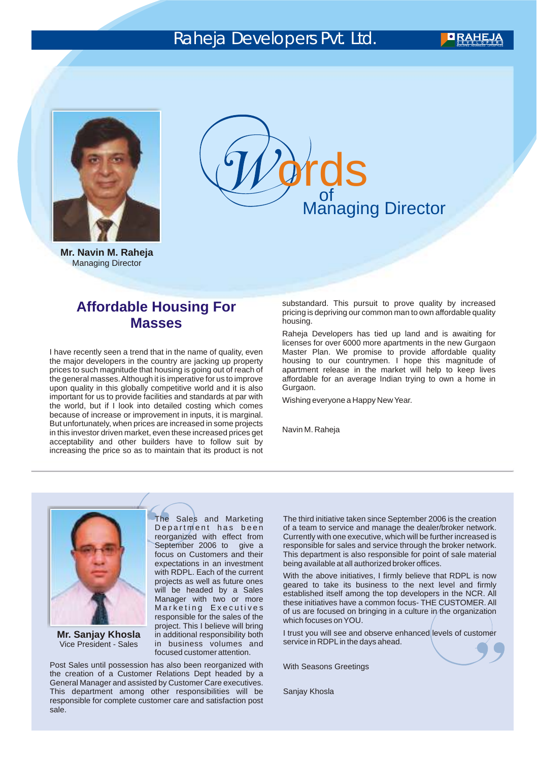# Words of Managing Director

**Mr. Navin M. Raheja**
Managing Director

## Affordable Housing For Masses

I have recently seen a trend that in the name of quality, even the major developers in the country are jacking up property prices to such magnitude that housing is going out of reach of the general masses. Although it is imperative for us to improve upon quality in this globally competitive world and it is also important for us to provide facilities and standards at par with the world, but if I look into detailed costing which comes because of increase or improvement in inputs, it is marginal. But unfortunately, when prices are increased in some projects in this investor driven market, even these increased prices get acceptability and other builders have to follow suit by increasing the price so as to maintain that its product is not substandard. This pursuit to prove quality by increased pricing is depriving our common man to own affordable quality housing.

Raheja Developers has tied up land and is awaiting for licenses for over 6000 more apartments in the new Gurgaon Master Plan. We promise to provide affordable quality housing to our countrymen. I hope this magnitude of apartment release in the market will help to keep lives affordable for an average Indian trying to own a home in Gurgaon.

Wishing everyone a Happy New Year.

Navin M. Raheja

---

**Mr. Sanjay Khosla**
Vice President - Sales

The Sales and Marketing Department has been reorganized with effect from September 2006 to give a focus on Customers and their expectations in an investment with RDPL. Each of the current projects as well as future ones will be headed by a Sales Manager with two or more Marketing Executives responsible for the sales of the project. This I believe will bring in additional responsibility both in business volumes and focused customer attention.

Post Sales until possession has also been reorganized with the creation of a Customer Relations Dept headed by a General Manager and assisted by Customer Care executives. This department among other responsibilities will be responsible for complete customer care and satisfaction post sale.

The third initiative taken since September 2006 is the creation of a team to service and manage the dealer/broker network. Currently with one executive, which will be further increased is responsible for sales and service through the broker network. This department is also responsible for point of sale material being available at all authorized broker offices.

With the above initiatives, I firmly believe that RDPL is now geared to take its business to the next level and firmly established itself among the top developers in the NCR. All these initiatives have a common focus- THE CUSTOMER. All of us are focused on bringing in a culture in the organization which focuses on YOU.

I trust you will see and observe enhanced levels of customer service in RDPL in the days ahead.

With Seasons Greetings

Sanjay Khosla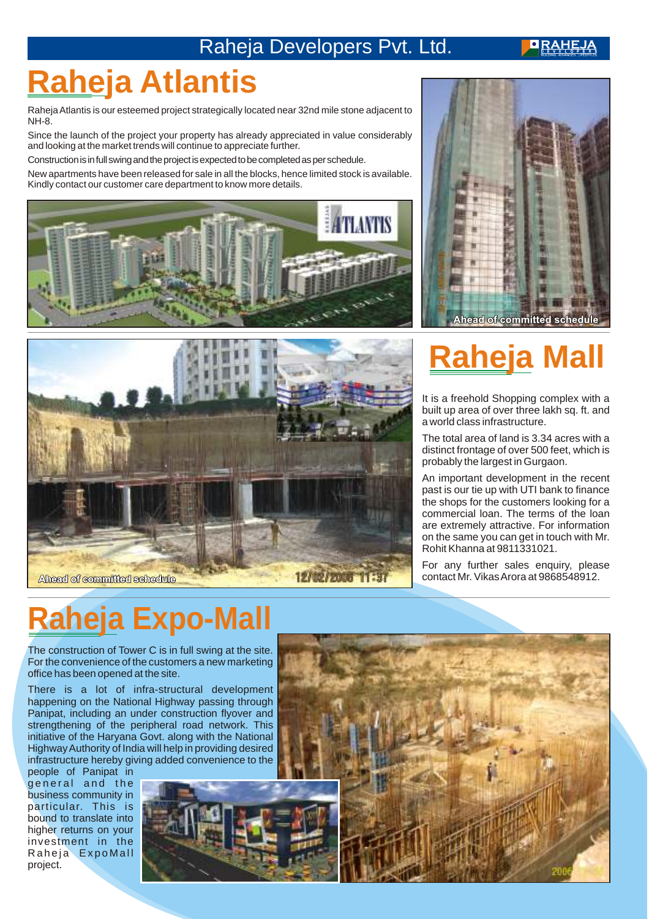# Raheja Atlantis

Raheja Atlantis is our esteemed project strategically located near 32nd mile stone adjacent to NH-8.

Since the launch of the project your property has already appreciated in value considerably and looking at the market trends will continue to appreciate further.

Construction is in full swing and the project is expected to be completed as per schedule.

New apartments have been released for sale in all the blocks, hence limited stock is available. Kindly contact our customer care department to know more details.

Ahead of committed schedule

# Raheja Mall

It is a freehold Shopping complex with a built up area of over three lakh sq. ft. and a world class infrastructure.

The total area of land is 3.34 acres with a distinct frontage of over 500 feet, which is probably the largest in Gurgaon.

An important development in the recent past is our tie up with UTI bank to finance the shops for the customers looking for a commercial loan. The terms of the loan are extremely attractive. For information on the same you can get in touch with Mr. Rohit Khanna at 9811331021.

For any further sales enquiry, please contact Mr. Vikas Arora at 9868548912.

Ahead of committed schedule

# Raheja Expo-Mall

The construction of Tower C is in full swing at the site. For the convenience of the customers a new marketing office has been opened at the site.

There is a lot of infra-structural development happening on the National Highway passing through Panipat, including an under construction flyover and strengthening of the peripheral road network. This initiative of the Haryana Govt. along with the National Highway Authority of India will help in providing desired infrastructure hereby giving added convenience to the people of Panipat in general and the business community in particular. This is bound to translate into higher returns on your investment in the Raheja ExpoMall project.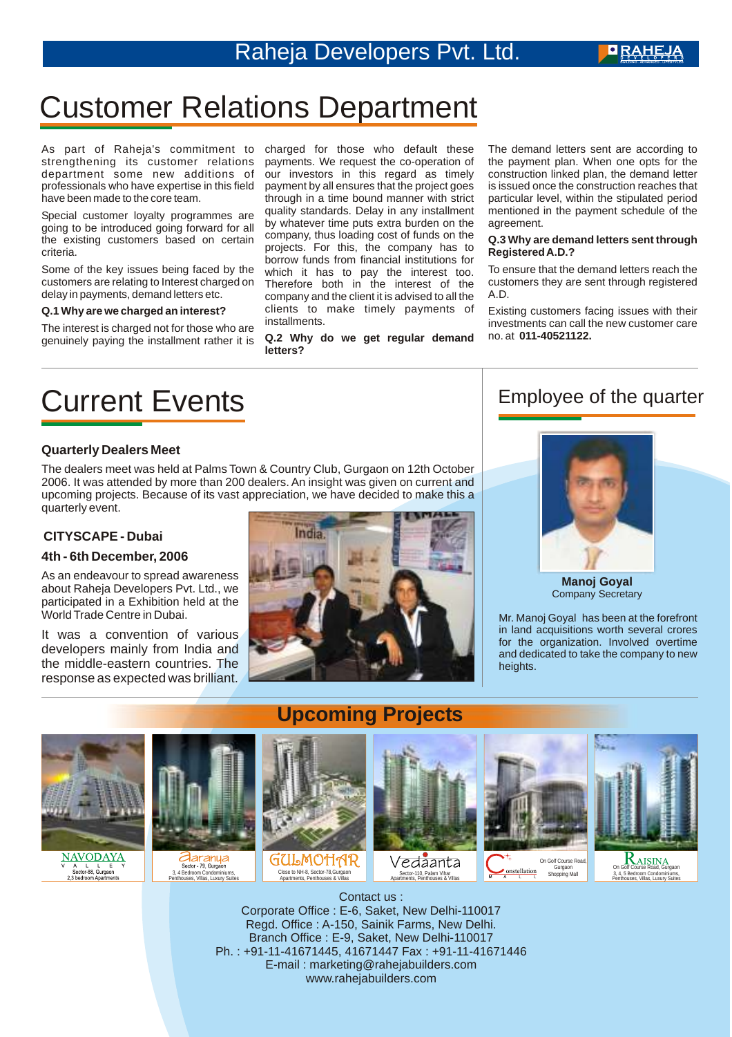# Customer Relations Department

As part of Raheja's commitment to strengthening its customer relations department some new additions of professionals who have expertise in this field have been made to the core team.

Special customer loyalty programmes are going to be introduced going forward for all the existing customers based on certain criteria.

Some of the key issues being faced by the customers are relating to Interest charged on delay in payments, demand letters etc.

**Q.1 Why are we charged an interest?**

The interest is charged not for those who are genuinely paying the installment rather it is charged for those who default these payments. We request the co-operation of our investors in this regard as timely payment by all ensures that the project goes through in a time bound manner with strict quality standards. Delay in any installment by whatever time puts extra burden on the company, thus loading cost of funds on the projects. For this, the company has to borrow funds from financial institutions for which it has to pay the interest too. Therefore both in the interest of the company and the client it is advised to all the clients to make timely payments of installments.

**Q.2 Why do we get regular demand letters?**

The demand letters sent are according to the payment plan. When one opts for the construction linked plan, the demand letter is issued once the construction reaches that particular level, within the stipulated period mentioned in the payment schedule of the agreement.

**Q.3 Why are demand letters sent through Registered A.D.?**

To ensure that the demand letters reach the customers they are sent through registered A.D.

Existing customers facing issues with their investments can call the new customer care no. at **011-40521122.**

# Current Events

### Quarterly Dealers Meet

The dealers meet was held at Palms Town & Country Club, Gurgaon on 12th October 2006. It was attended by more than 200 dealers. An insight was given on current and upcoming projects. Because of its vast appreciation, we have decided to make this a quarterly event.

### CITYSCAPE - Dubai

### 4th - 6th December, 2006

As an endeavour to spread awareness about Raheja Developers Pvt. Ltd., we participated in a Exhibition held at the World Trade Centre in Dubai.

It was a convention of various developers mainly from India and the middle-eastern countries. The response as expected was brilliant.

## Employee of the quarter

**Manoj Goyal**
Company Secretary

Mr. Manoj Goyal has been at the forefront in land acquisitions worth several crores for the organization. Involved overtime and dedicated to take the company to new heights.

## Upcoming Projects

NAVODAYA VALLEY
Sector-88, Gurgaon
2,3 bedroom Apartments

Aaranya
Sector - 79, Gurgaon
3, 4 Bedroom Condominiums, Penthouses, Villas, Luxury Suites

GULMOHAR
Close to NH-8, Sector-78, Gurgaon
Apartments, Penthouses & Villas

Vedaanta
Sector-110, Palam Vihar
Apartments, Penthouses & Villas

Constellation MALL
On Golf Course Road, Gurgaon
Shopping Mall

RAISINA
On Golf Course Road, Gurgaon
3, 4, 5 Bedroom Condominiums, Penthouses, Villas, Luxury Suites

Contact us :
Corporate Office : E-6, Saket, New Delhi-110017
Regd. Office : A-150, Sainik Farms, New Delhi.
Branch Office : E-9, Saket, New Delhi-110017
Ph. : +91-11-41671445, 41671447 Fax : +91-11-41671446
E-mail : marketing@rahejabuilders.com
www.rahejabuilders.com